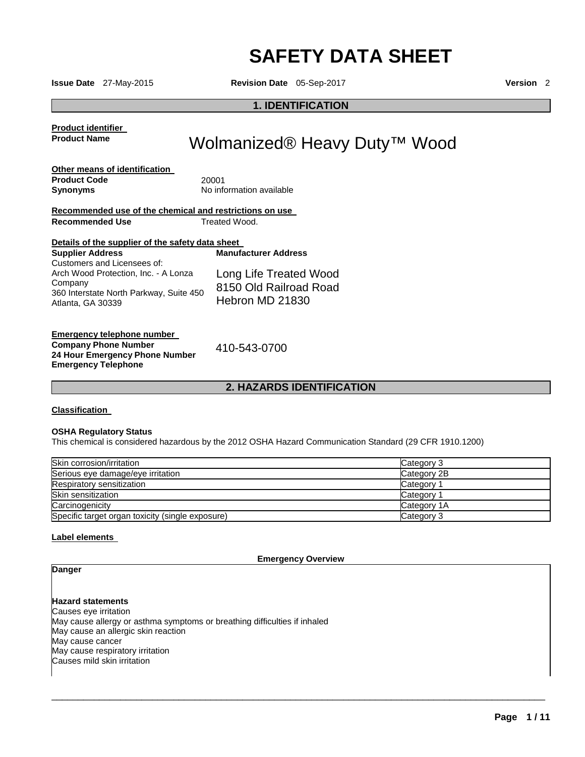# SAFETY DATA SHEET

**Issue Date** 27-May-2015 **Revision Date** 05-Sep-2017 **Version** 2

## 1. IDENTIFICATION

**Product identifier**

**Product Name** Wolmanized® Heavy Duty™ Wood

**Other means of identification**

**Product Code** 20001

**Synonyms** No information available

**Recommended use of the chemical and restrictions on use**

**Recommended Use** Treated Wood.

**Details of the supplier of the safety data sheet**

**Supplier Address**
Customers and Licensees of:
Arch Wood Protection, Inc. - A Lonza Company
360 Interstate North Parkway, Suite 450
Atlanta, GA 30339

**Manufacturer Address**
Long Life Treated Wood
8150 Old Railroad Road
Hebron MD 21830

**Emergency telephone number**

**Company Phone Number**
**24 Hour Emergency Phone Number**
**Emergency Telephone**

410-543-0700

## 2. HAZARDS IDENTIFICATION

**Classification**

**OSHA Regulatory Status**
This chemical is considered hazardous by the 2012 OSHA Hazard Communication Standard (29 CFR 1910.1200)

| | |
|---|---|
| Skin corrosion/irritation | Category 3 |
| Serious eye damage/eye irritation | Category 2B |
| Respiratory sensitization | Category 1 |
| Skin sensitization | Category 1 |
| Carcinogenicity | Category 1A |
| Specific target organ toxicity (single exposure) | Category 3 |

**Label elements**

**Emergency Overview**

**Danger**

**Hazard statements**
Causes eye irritation
May cause allergy or asthma symptoms or breathing difficulties if inhaled
May cause an allergic skin reaction
May cause cancer
May cause respiratory irritation
Causes mild skin irritation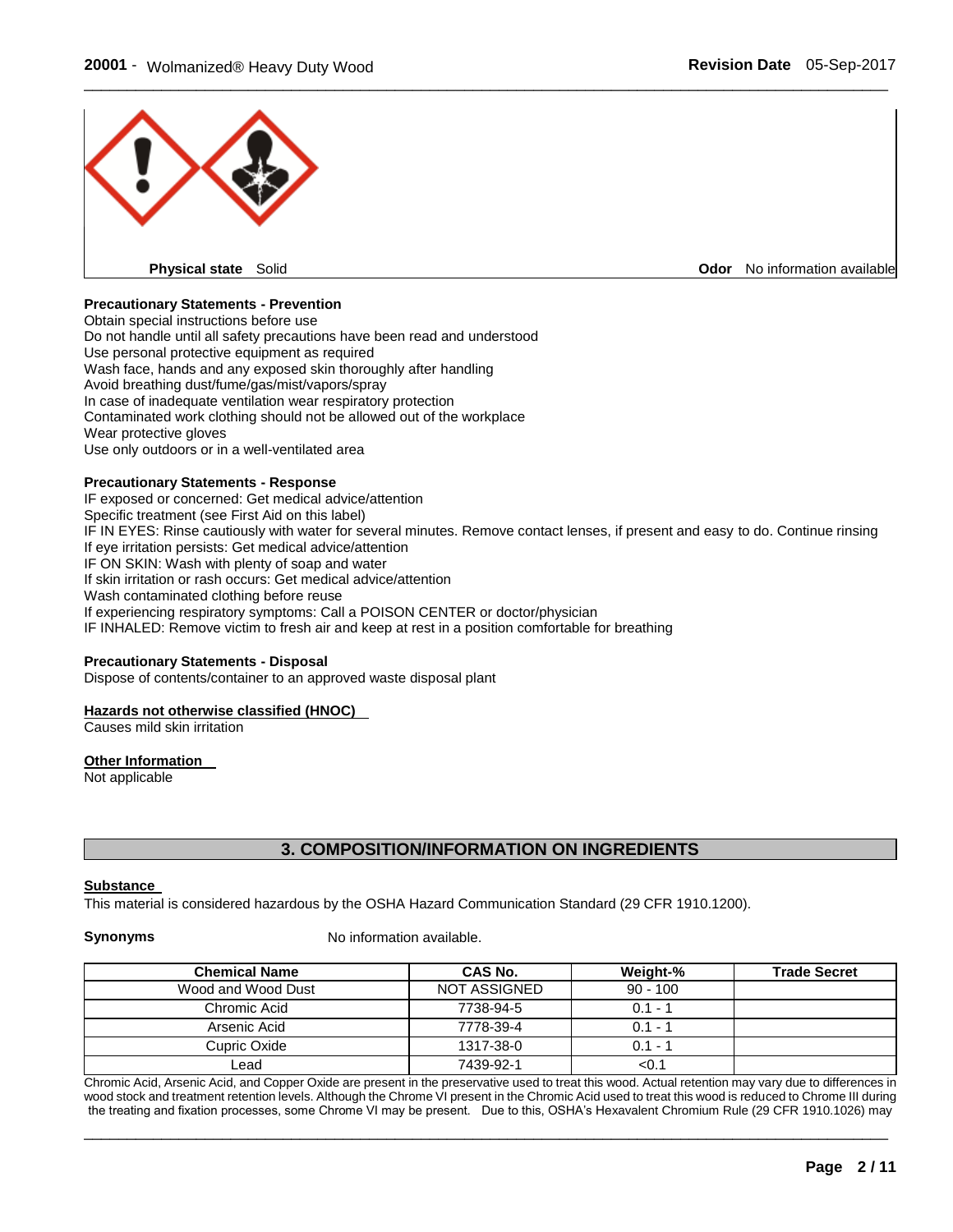**Physical state** Solid

**Odor** No information available

**Precautionary Statements - Prevention**

Obtain special instructions before use
Do not handle until all safety precautions have been read and understood
Use personal protective equipment as required
Wash face, hands and any exposed skin thoroughly after handling
Avoid breathing dust/fume/gas/mist/vapors/spray
In case of inadequate ventilation wear respiratory protection
Contaminated work clothing should not be allowed out of the workplace
Wear protective gloves
Use only outdoors or in a well-ventilated area

**Precautionary Statements - Response**

IF exposed or concerned: Get medical advice/attention
Specific treatment (see First Aid on this label)
IF IN EYES: Rinse cautiously with water for several minutes. Remove contact lenses, if present and easy to do. Continue rinsing
If eye irritation persists: Get medical advice/attention
IF ON SKIN: Wash with plenty of soap and water
If skin irritation or rash occurs: Get medical advice/attention
Wash contaminated clothing before reuse
If experiencing respiratory symptoms: Call a POISON CENTER or doctor/physician
IF INHALED: Remove victim to fresh air and keep at rest in a position comfortable for breathing

**Precautionary Statements - Disposal**

Dispose of contents/container to an approved waste disposal plant

**Hazards not otherwise classified (HNOC)**

Causes mild skin irritation

**Other Information**

Not applicable

## 3. COMPOSITION/INFORMATION ON INGREDIENTS

**Substance**

This material is considered hazardous by the OSHA Hazard Communication Standard (29 CFR 1910.1200).

**Synonyms** No information available.

| Chemical Name | CAS No. | Weight-% | Trade Secret |
|---|---|---|---|
| Wood and Wood Dust | NOT ASSIGNED | 90 - 100 | |
| Chromic Acid | 7738-94-5 | 0.1 - 1 | |
| Arsenic Acid | 7778-39-4 | 0.1 - 1 | |
| Cupric Oxide | 1317-38-0 | 0.1 - 1 | |
| Lead | 7439-92-1 | <0.1 | |

Chromic Acid, Arsenic Acid, and Copper Oxide are present in the preservative used to treat this wood. Actual retention may vary due to differences in wood stock and treatment retention levels. Although the Chrome VI present in the Chromic Acid used to treat this wood is reduced to Chrome III during the treating and fixation processes, some Chrome VI may be present. Due to this, OSHA's Hexavalent Chromium Rule (29 CFR 1910.1026) may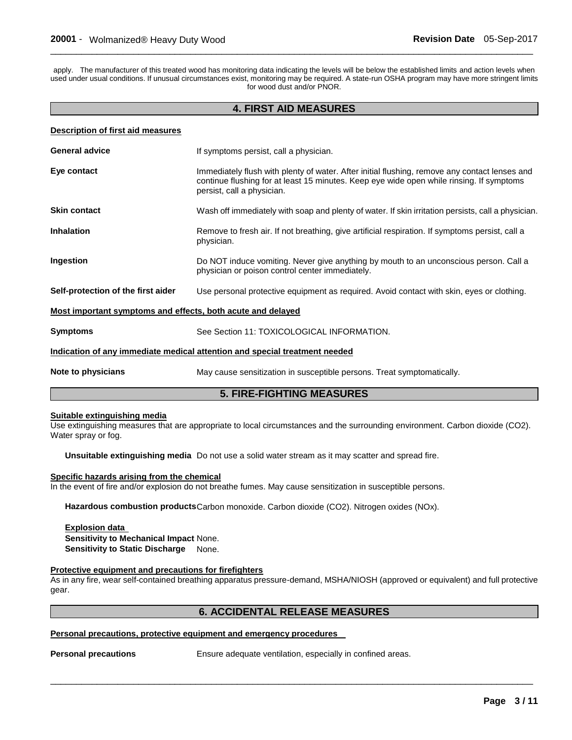apply. The manufacturer of this treated wood has monitoring data indicating the levels will be below the established limits and action levels when used under usual conditions. If unusual circumstances exist, monitoring may be required. A state-run OSHA program may have more stringent limits for wood dust and/or PNOR.

## 4. FIRST AID MEASURES

**Description of first aid measures**

**General advice** If symptoms persist, call a physician.

**Eye contact** Immediately flush with plenty of water. After initial flushing, remove any contact lenses and continue flushing for at least 15 minutes. Keep eye wide open while rinsing. If symptoms persist, call a physician.

**Skin contact** Wash off immediately with soap and plenty of water. If skin irritation persists, call a physician.

**Inhalation** Remove to fresh air. If not breathing, give artificial respiration. If symptoms persist, call a physician.

**Ingestion** Do NOT induce vomiting. Never give anything by mouth to an unconscious person. Call a physician or poison control center immediately.

**Self-protection of the first aider** Use personal protective equipment as required. Avoid contact with skin, eyes or clothing.

**Most important symptoms and effects, both acute and delayed**

**Symptoms** See Section 11: TOXICOLOGICAL INFORMATION.

**Indication of any immediate medical attention and special treatment needed**

**Note to physicians** May cause sensitization in susceptible persons. Treat symptomatically.

## 5. FIRE-FIGHTING MEASURES

**Suitable extinguishing media**

Use extinguishing measures that are appropriate to local circumstances and the surrounding environment. Carbon dioxide ($CO_2$). Water spray or fog.

**Unsuitable extinguishing media** Do not use a solid water stream as it may scatter and spread fire.

**Specific hazards arising from the chemical**

In the event of fire and/or explosion do not breathe fumes. May cause sensitization in susceptible persons.

**Hazardous combustion products** Carbon monoxide. Carbon dioxide ($CO_2$). Nitrogen oxides ($NO_x$).

**Explosion data**

**Sensitivity to Mechanical Impact** None.

**Sensitivity to Static Discharge** None.

**Protective equipment and precautions for firefighters**

As in any fire, wear self-contained breathing apparatus pressure-demand, MSHA/NIOSH (approved or equivalent) and full protective gear.

## 6. ACCIDENTAL RELEASE MEASURES

**Personal precautions, protective equipment and emergency procedures**

**Personal precautions** Ensure adequate ventilation, especially in confined areas.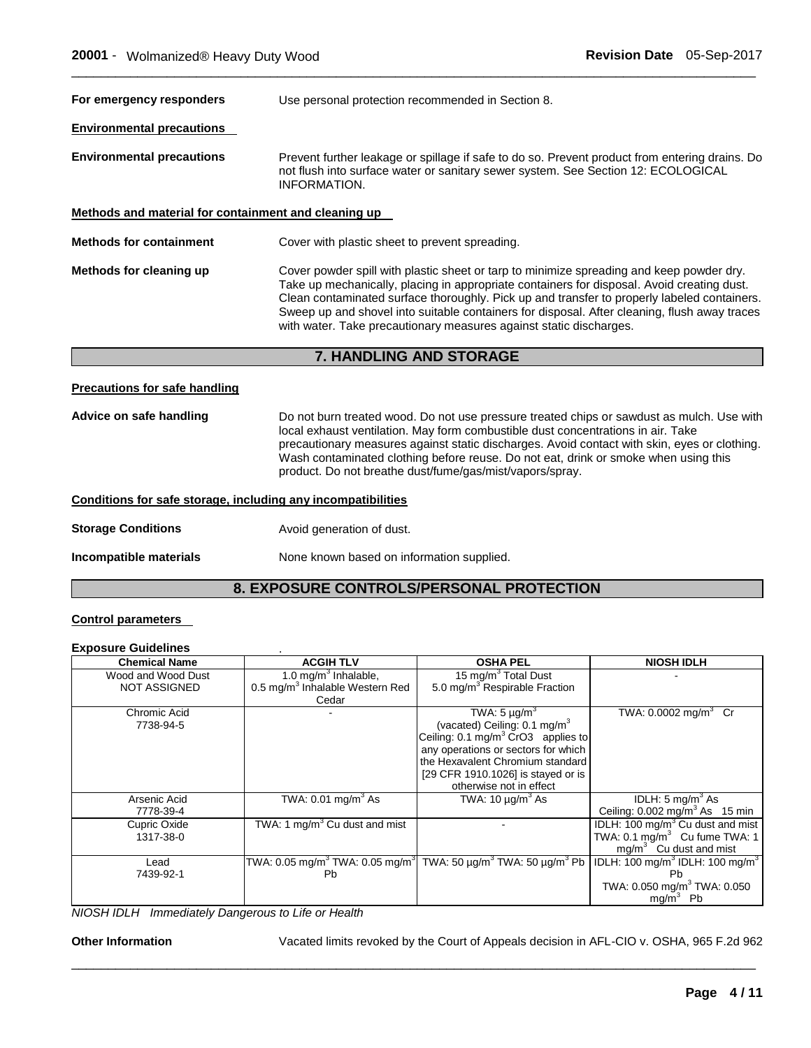**For emergency responders** Use personal protection recommended in Section 8.

**Environmental precautions**

**Environmental precautions** Prevent further leakage or spillage if safe to do so. Prevent product from entering drains. Do not flush into surface water or sanitary sewer system. See Section 12: ECOLOGICAL INFORMATION.

**Methods and material for containment and cleaning up**

**Methods for containment** Cover with plastic sheet to prevent spreading.

**Methods for cleaning up** Cover powder spill with plastic sheet or tarp to minimize spreading and keep powder dry. Take up mechanically, placing in appropriate containers for disposal. Avoid creating dust. Clean contaminated surface thoroughly. Pick up and transfer to properly labeled containers. Sweep up and shovel into suitable containers for disposal. After cleaning, flush away traces with water. Take precautionary measures against static discharges.

## 7. HANDLING AND STORAGE

**Precautions for safe handling**

**Advice on safe handling** Do not burn treated wood. Do not use pressure treated chips or sawdust as mulch. Use with local exhaust ventilation. May form combustible dust concentrations in air. Take precautionary measures against static discharges. Avoid contact with skin, eyes or clothing. Wash contaminated clothing before reuse. Do not eat, drink or smoke when using this product. Do not breathe dust/fume/gas/mist/vapors/spray.

**Conditions for safe storage, including any incompatibilities**

**Storage Conditions** Avoid generation of dust.

**Incompatible materials** None known based on information supplied.

## 8. EXPOSURE CONTROLS/PERSONAL PROTECTION

**Control parameters**

**Exposure Guidelines** .

| Chemical Name | ACGIH TLV | OSHA PEL | NIOSH IDLH |
|---|---|---|---|
| Wood and Wood Dust<br>NOT ASSIGNED | 1.0 mg/m$^3$ Inhalable,<br>0.5 mg/m$^3$ Inhalable Western Red Cedar | 15 mg/m$^3$ Total Dust<br>5.0 mg/m$^3$ Respirable Fraction | - |
| Chromic Acid<br>7738-94-5 | - | TWA: 5 µg/m$^3$<br>(vacated) Ceiling: 0.1 mg/m$^3$<br>Ceiling: 0.1 mg/m$^3$ CrO3 applies to any operations or sectors for which the Hexavalent Chromium standard [29 CFR 1910.1026] is stayed or is otherwise not in effect | TWA: 0.0002 mg/m$^3$ Cr |
| Arsenic Acid<br>7778-39-4 | TWA: 0.01 mg/m$^3$ As | TWA: 10 µg/m$^3$ As | IDLH: 5 mg/m$^3$ As<br>Ceiling: 0.002 mg/m$^3$ As 15 min |
| Cupric Oxide<br>1317-38-0 | TWA: 1 mg/m$^3$ Cu dust and mist | - | IDLH: 100 mg/m$^3$ Cu dust and mist<br>TWA: 0.1 mg/m$^3$ Cu fume TWA: 1 mg/m$^3$ Cu dust and mist |
| Lead<br>7439-92-1 | TWA: 0.05 mg/m$^3$ TWA: 0.05 mg/m$^3$ Pb | TWA: 50 µg/m$^3$ TWA: 50 µg/m$^3$ Pb | IDLH: 100 mg/m$^3$ IDLH: 100 mg/m$^3$ Pb<br>TWA: 0.050 mg/m$^3$ TWA: 0.050 mg/m$^3$ Pb |

*NIOSH IDLH Immediately Dangerous to Life or Health*

**Other Information** Vacated limits revoked by the Court of Appeals decision in AFL-CIO v. OSHA, 965 F.2d 962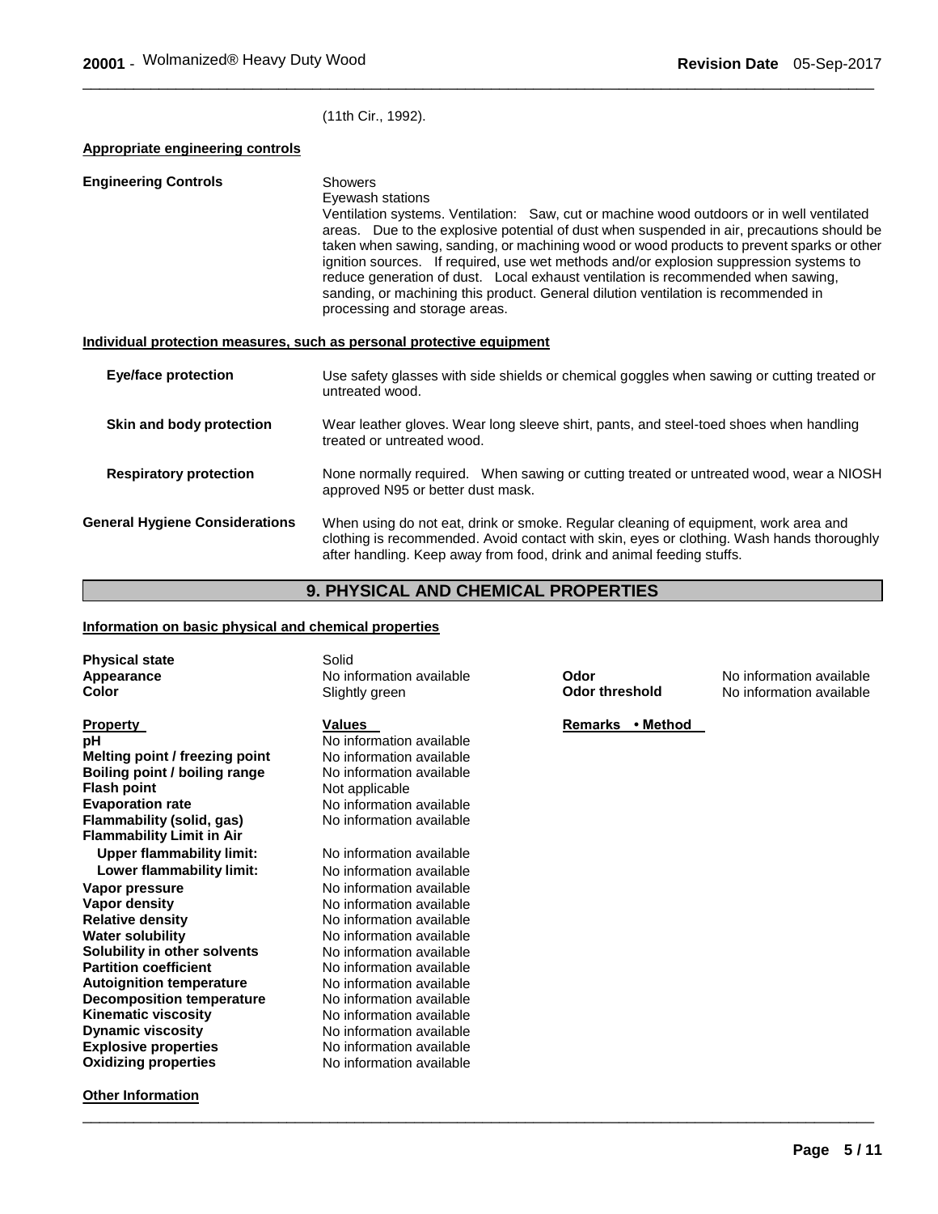(11th Cir., 1992).

**Appropriate engineering controls**

**Engineering Controls**

Showers
Eyewash stations
Ventilation systems. Ventilation: Saw, cut or machine wood outdoors or in well ventilated areas. Due to the explosive potential of dust when suspended in air, precautions should be taken when sawing, sanding, or machining wood or wood products to prevent sparks or other ignition sources. If required, use wet methods and/or explosion suppression systems to reduce generation of dust. Local exhaust ventilation is recommended when sawing, sanding, or machining this product. General dilution ventilation is recommended in processing and storage areas.

**Individual protection measures, such as personal protective equipment**

**Eye/face protection**

Use safety glasses with side shields or chemical goggles when sawing or cutting treated or untreated wood.

**Skin and body protection**

Wear leather gloves. Wear long sleeve shirt, pants, and steel-toed shoes when handling treated or untreated wood.

**Respiratory protection**

None normally required. When sawing or cutting treated or untreated wood, wear a NIOSH approved N95 or better dust mask.

**General Hygiene Considerations**

When using do not eat, drink or smoke. Regular cleaning of equipment, work area and clothing is recommended. Avoid contact with skin, eyes or clothing. Wash hands thoroughly after handling. Keep away from food, drink and animal feeding stuffs.

## 9. PHYSICAL AND CHEMICAL PROPERTIES

**Information on basic physical and chemical properties**

| | | | |
|---|---|---|---|
| **Physical state** | Solid | | |
| **Appearance** | No information available | **Odor** | No information available |
| **Color** | Slightly green | **Odor threshold** | No information available |

| **Property** | **Values** | **Remarks • Method** |
|---|---|---|
| **pH** | No information available | |
| **Melting point / freezing point** | No information available | |
| **Boiling point / boiling range** | No information available | |
| **Flash point** | Not applicable | |
| **Evaporation rate** | No information available | |
| **Flammability (solid, gas)** | No information available | |
| **Flammability Limit in Air** | | |
| **Upper flammability limit:** | No information available | |
| **Lower flammability limit:** | No information available | |
| **Vapor pressure** | No information available | |
| **Vapor density** | No information available | |
| **Relative density** | No information available | |
| **Water solubility** | No information available | |
| **Solubility in other solvents** | No information available | |
| **Partition coefficient** | No information available | |
| **Autoignition temperature** | No information available | |
| **Decomposition temperature** | No information available | |
| **Kinematic viscosity** | No information available | |
| **Dynamic viscosity** | No information available | |
| **Explosive properties** | No information available | |
| **Oxidizing properties** | No information available | |

**Other Information**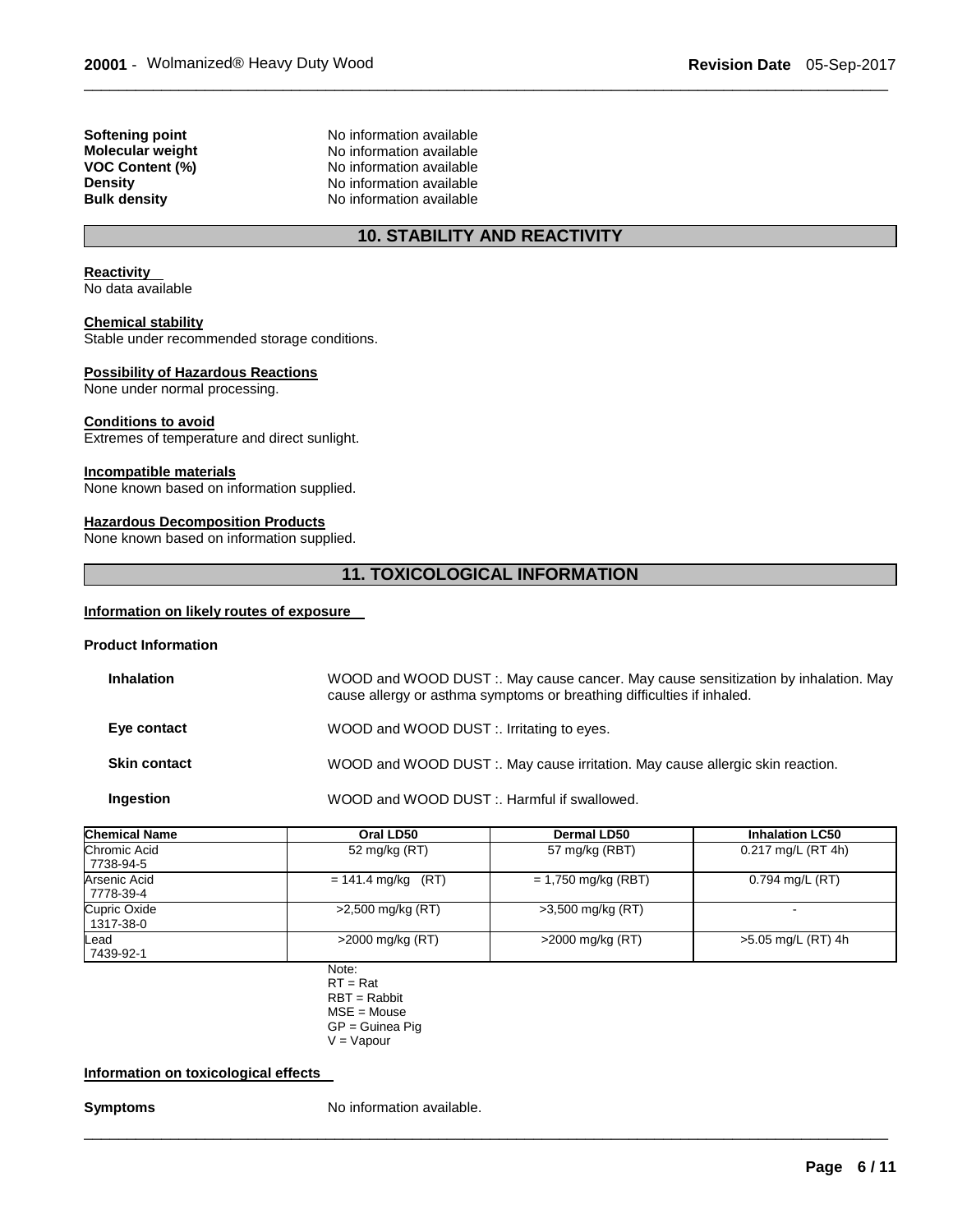| | |
|---|---|
| **Softening point** | No information available |
| **Molecular weight** | No information available |
| **VOC Content (%)** | No information available |
| **Density** | No information available |
| **Bulk density** | No information available |

## 10. STABILITY AND REACTIVITY

**Reactivity**
No data available

**Chemical stability**
Stable under recommended storage conditions.

**Possibility of Hazardous Reactions**
None under normal processing.

**Conditions to avoid**
Extremes of temperature and direct sunlight.

**Incompatible materials**
None known based on information supplied.

**Hazardous Decomposition Products**
None known based on information supplied.

## 11. TOXICOLOGICAL INFORMATION

**Information on likely routes of exposure**

**Product Information**

| | |
|---|---|
| **Inhalation** | WOOD and WOOD DUST :. May cause cancer. May cause sensitization by inhalation. May cause allergy or asthma symptoms or breathing difficulties if inhaled. |
| **Eye contact** | WOOD and WOOD DUST :. Irritating to eyes. |
| **Skin contact** | WOOD and WOOD DUST :. May cause irritation. May cause allergic skin reaction. |
| **Ingestion** | WOOD and WOOD DUST :. Harmful if swallowed. |

| Chemical Name | Oral LD50 | Dermal LD50 | Inhalation LC50 |
|---|---|---|---|
| Chromic Acid 7738-94-5 | 52 mg/kg (RT) | 57 mg/kg (RBT) | 0.217 mg/L (RT 4h) |
| Arsenic Acid 7778-39-4 | = 141.4 mg/kg (RT) | = 1,750 mg/kg (RBT) | 0.794 mg/L (RT) |
| Cupric Oxide 1317-38-0 | >2,500 mg/kg (RT) | >3,500 mg/kg (RT) | - |
| Lead 7439-92-1 | >2000 mg/kg (RT) | >2000 mg/kg (RT) | >5.05 mg/L (RT) 4h |

Note:
RT = Rat
RBT = Rabbit
MSE = Mouse
GP = Guinea Pig
V = Vapour

**Information on toxicological effects**

**Symptoms** No information available.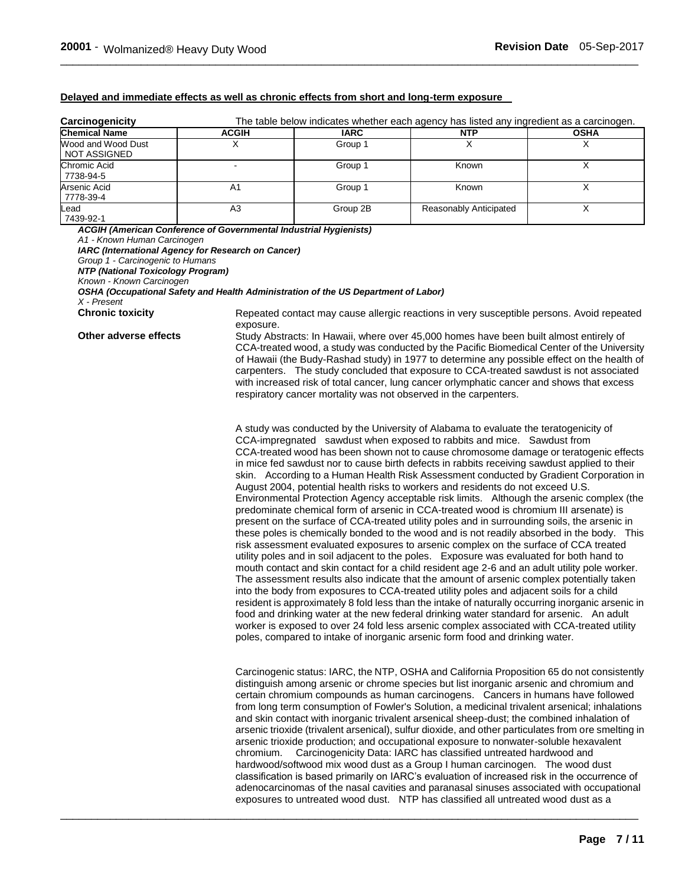### Delayed and immediate effects as well as chronic effects from short and long-term exposure

**Carcinogenicity** The table below indicates whether each agency has listed any ingredient as a carcinogen.

| Chemical Name | ACGIH | IARC | NTP | OSHA |
|---|---|---|---|---|
| Wood and Wood Dust NOT ASSIGNED | X | Group 1 | X | X |
| Chromic Acid 7738-94-5 | - | Group 1 | Known | X |
| Arsenic Acid 7778-39-4 | A1 | Group 1 | Known | X |
| Lead 7439-92-1 | A3 | Group 2B | Reasonably Anticipated | X |

***ACGIH (American Conference of Governmental Industrial Hygienists)***
*A1 - Known Human Carcinogen*
***IARC (International Agency for Research on Cancer)***
*Group 1 - Carcinogenic to Humans*
***NTP (National Toxicology Program)***
*Known - Known Carcinogen*
***OSHA (Occupational Safety and Health Administration of the US Department of Labor)***
*X - Present*

**Chronic toxicity** Repeated contact may cause allergic reactions in very susceptible persons. Avoid repeated exposure.

**Other adverse effects** Study Abstracts: In Hawaii, where over 45,000 homes have been built almost entirely of CCA-treated wood, a study was conducted by the Pacific Biomedical Center of the University of Hawaii (the Budy-Rashad study) in 1977 to determine any possible effect on the health of carpenters. The study concluded that exposure to CCA-treated sawdust is not associated with increased risk of total cancer, lung cancer orlymphatic cancer and shows that excess respiratory cancer mortality was not observed in the carpenters.

A study was conducted by the University of Alabama to evaluate the teratogenicity of CCA-impregnated sawdust when exposed to rabbits and mice. Sawdust from CCA-treated wood has been shown not to cause chromosome damage or teratogenic effects in mice fed sawdust nor to cause birth defects in rabbits receiving sawdust applied to their skin. According to a Human Health Risk Assessment conducted by Gradient Corporation in August 2004, potential health risks to workers and residents do not exceed U.S. Environmental Protection Agency acceptable risk limits. Although the arsenic complex (the predominate chemical form of arsenic in CCA-treated wood is chromium III arsenate) is present on the surface of CCA-treated utility poles and in surrounding soils, the arsenic in these poles is chemically bonded to the wood and is not readily absorbed in the body. This risk assessment evaluated exposures to arsenic complex on the surface of CCA treated utility poles and in soil adjacent to the poles. Exposure was evaluated for both hand to mouth contact and skin contact for a child resident age 2-6 and an adult utility pole worker. The assessment results also indicate that the amount of arsenic complex potentially taken into the body from exposures to CCA-treated utility poles and adjacent soils for a child resident is approximately 8 fold less than the intake of naturally occurring inorganic arsenic in food and drinking water at the new federal drinking water standard for arsenic. An adult worker is exposed to over 24 fold less arsenic complex associated with CCA-treated utility poles, compared to intake of inorganic arsenic form food and drinking water.

Carcinogenic status: IARC, the NTP, OSHA and California Proposition 65 do not consistently distinguish among arsenic or chrome species but list inorganic arsenic and chromium and certain chromium compounds as human carcinogens. Cancers in humans have followed from long term consumption of Fowler's Solution, a medicinal trivalent arsenical; inhalations and skin contact with inorganic trivalent arsenical sheep-dust; the combined inhalation of arsenic trioxide (trivalent arsenical), sulfur dioxide, and other particulates from ore smelting in arsenic trioxide production; and occupational exposure to nonwater-soluble hexavalent chromium. Carcinogenicity Data: IARC has classified untreated hardwood and hardwood/softwood mix wood dust as a Group I human carcinogen. The wood dust classification is based primarily on IARC's evaluation of increased risk in the occurrence of adenocarcinomas of the nasal cavities and paranasal sinuses associated with occupational exposures to untreated wood dust. NTP has classified all untreated wood dust as a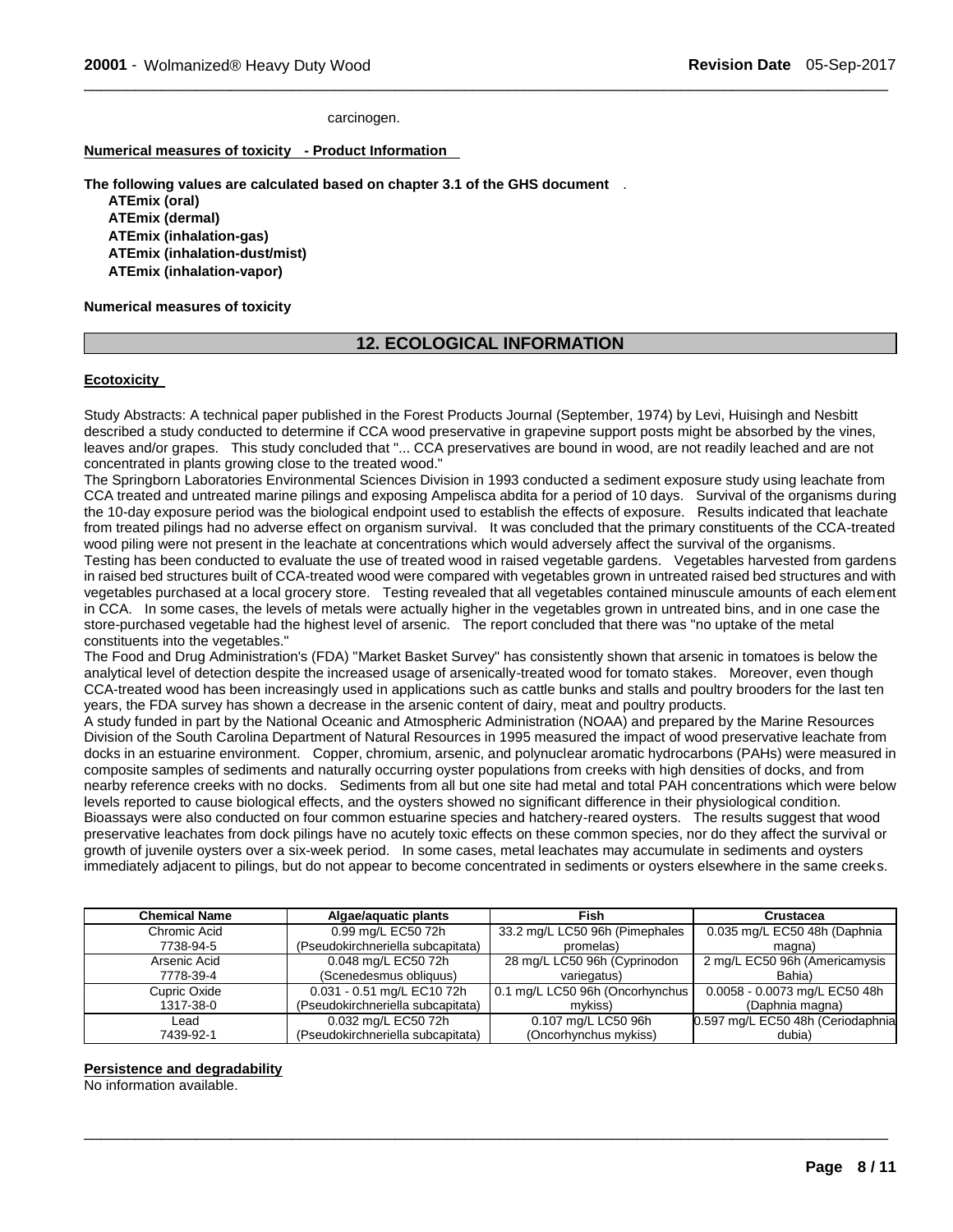carcinogen.

**Numerical measures of toxicity - Product Information**

**The following values are calculated based on chapter 3.1 of the GHS document** .

**ATEmix (oral)**
**ATEmix (dermal)**
**ATEmix (inhalation-gas)**
**ATEmix (inhalation-dust/mist)**
**ATEmix (inhalation-vapor)**

**Numerical measures of toxicity**

## 12. ECOLOGICAL INFORMATION

**Ecotoxicity**

Study Abstracts: A technical paper published in the Forest Products Journal (September, 1974) by Levi, Huisingh and Nesbitt described a study conducted to determine if CCA wood preservative in grapevine support posts might be absorbed by the vines, leaves and/or grapes. This study concluded that "... CCA preservatives are bound in wood, are not readily leached and are not concentrated in plants growing close to the treated wood."
The Springborn Laboratories Environmental Sciences Division in 1993 conducted a sediment exposure study using leachate from CCA treated and untreated marine pilings and exposing Ampelisca abdita for a period of 10 days. Survival of the organisms during the 10-day exposure period was the biological endpoint used to establish the effects of exposure. Results indicated that leachate from treated pilings had no adverse effect on organism survival. It was concluded that the primary constituents of the CCA-treated wood piling were not present in the leachate at concentrations which would adversely affect the survival of the organisms.
Testing has been conducted to evaluate the use of treated wood in raised vegetable gardens. Vegetables harvested from gardens in raised bed structures built of CCA-treated wood were compared with vegetables grown in untreated raised bed structures and with vegetables purchased at a local grocery store. Testing revealed that all vegetables contained minuscule amounts of each element in CCA. In some cases, the levels of metals were actually higher in the vegetables grown in untreated bins, and in one case the store-purchased vegetable had the highest level of arsenic. The report concluded that there was "no uptake of the metal constituents into the vegetables."
The Food and Drug Administration's (FDA) "Market Basket Survey" has consistently shown that arsenic in tomatoes is below the analytical level of detection despite the increased usage of arsenically-treated wood for tomato stakes. Moreover, even though CCA-treated wood has been increasingly used in applications such as cattle bunks and stalls and poultry brooders for the last ten years, the FDA survey has shown a decrease in the arsenic content of dairy, meat and poultry products.
A study funded in part by the National Oceanic and Atmospheric Administration (NOAA) and prepared by the Marine Resources Division of the South Carolina Department of Natural Resources in 1995 measured the impact of wood preservative leachate from docks in an estuarine environment. Copper, chromium, arsenic, and polynuclear aromatic hydrocarbons (PAHs) were measured in composite samples of sediments and naturally occurring oyster populations from creeks with high densities of docks, and from nearby reference creeks with no docks. Sediments from all but one site had metal and total PAH concentrations which were below levels reported to cause biological effects, and the oysters showed no significant difference in their physiological condition. Bioassays were also conducted on four common estuarine species and hatchery-reared oysters. The results suggest that wood preservative leachates from dock pilings have no acutely toxic effects on these common species, nor do they affect the survival or growth of juvenile oysters over a six-week period. In some cases, metal leachates may accumulate in sediments and oysters immediately adjacent to pilings, but do not appear to become concentrated in sediments or oysters elsewhere in the same creeks.

| Chemical Name | Algae/aquatic plants | Fish | Crustacea |
|---|---|---|---|
| Chromic Acid 7738-94-5 | 0.99 mg/L EC50 72h (Pseudokirchneriella subcapitata) | 33.2 mg/L LC50 96h (Pimephales promelas) | 0.035 mg/L EC50 48h (Daphnia magna) |
| Arsenic Acid 7778-39-4 | 0.048 mg/L EC50 72h (Scenedesmus obliquus) | 28 mg/L LC50 96h (Cyprinodon variegatus) | 2 mg/L EC50 96h (Americamysis Bahia) |
| Cupric Oxide 1317-38-0 | 0.031 - 0.51 mg/L EC10 72h (Pseudokirchneriella subcapitata) | 0.1 mg/L LC50 96h (Oncorhynchus mykiss) | 0.0058 - 0.0073 mg/L EC50 48h (Daphnia magna) |
| Lead 7439-92-1 | 0.032 mg/L EC50 72h (Pseudokirchneriella subcapitata) | 0.107 mg/L LC50 96h (Oncorhynchus mykiss) | 0.597 mg/L EC50 48h (Ceriodaphnia dubia) |

**Persistence and degradability**

No information available.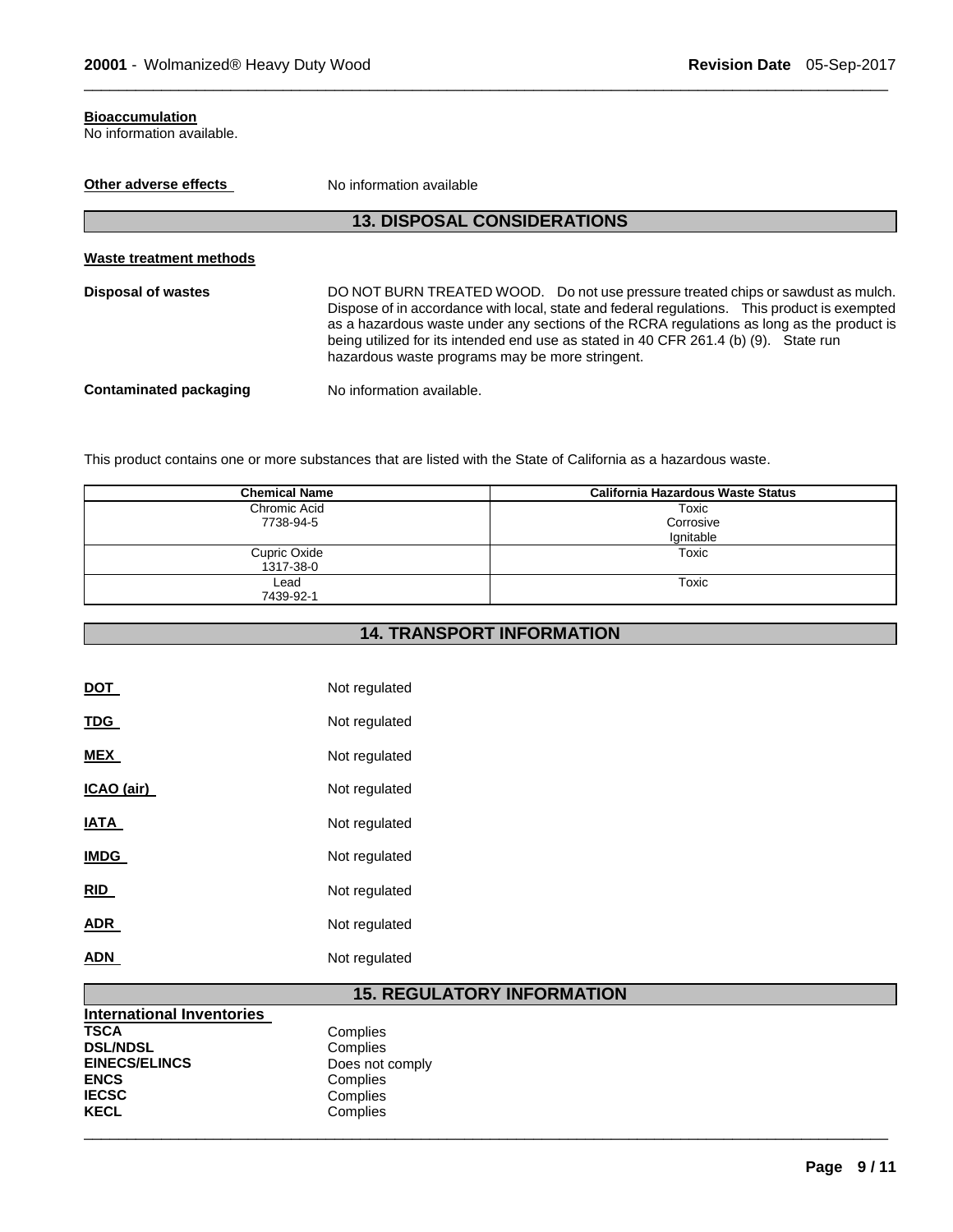**Bioaccumulation**

No information available.

**Other adverse effects** No information available

## 13. DISPOSAL CONSIDERATIONS

**Waste treatment methods**

**Disposal of wastes** DO NOT BURN TREATED WOOD. Do not use pressure treated chips or sawdust as mulch. Dispose of in accordance with local, state and federal regulations. This product is exempted as a hazardous waste under any sections of the RCRA regulations as long as the product is being utilized for its intended end use as stated in 40 CFR 261.4 (b) (9). State run hazardous waste programs may be more stringent.

**Contaminated packaging** No information available.

This product contains one or more substances that are listed with the State of California as a hazardous waste.

| Chemical Name | California Hazardous Waste Status |
|---|---|
| Chromic Acid<br>7738-94-5 | Toxic<br>Corrosive<br>Ignitable |
| Cupric Oxide<br>1317-38-0 | Toxic |
| Lead<br>7439-92-1 | Toxic |

## 14. TRANSPORT INFORMATION

**DOT** Not regulated

**TDG** Not regulated

**MEX** Not regulated

**ICAO (air)** Not regulated

**IATA** Not regulated

**IMDG** Not regulated

**RID** Not regulated

**ADR** Not regulated

**ADN** Not regulated

## 15. REGULATORY INFORMATION

**International Inventories**

| | |
|---|---|
| **TSCA** | Complies |
| **DSL/NDSL** | Complies |
| **EINECS/ELINCS** | Does not comply |
| **ENCS** | Complies |
| **IECSC** | Complies |
| **KECL** | Complies |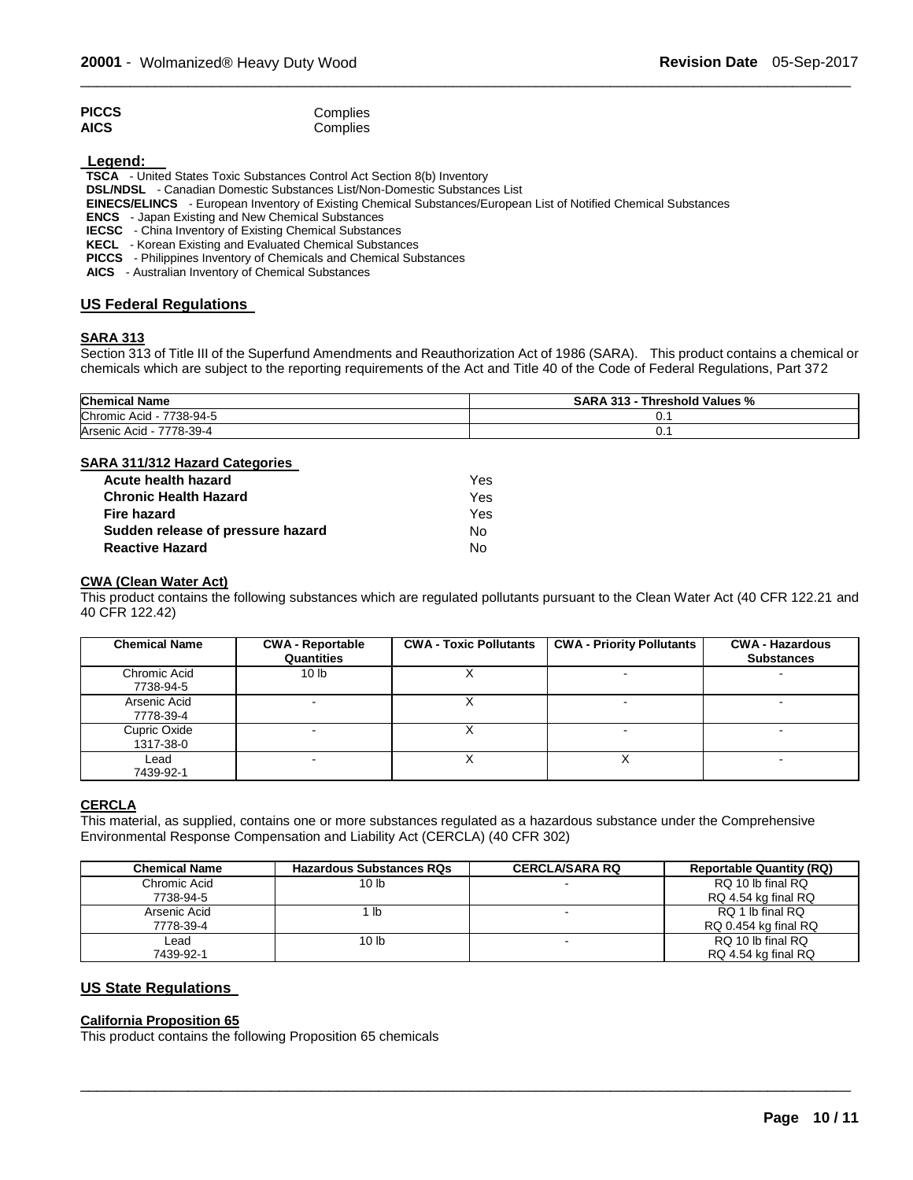| | |
|---|---|
| **PICCS** | Complies |
| **AICS** | Complies |

**Legend:**

**TSCA** - United States Toxic Substances Control Act Section 8(b) Inventory
**DSL/NDSL** - Canadian Domestic Substances List/Non-Domestic Substances List
**EINECS/ELINCS** - European Inventory of Existing Chemical Substances/European List of Notified Chemical Substances
**ENCS** - Japan Existing and New Chemical Substances
**IECSC** - China Inventory of Existing Chemical Substances
**KECL** - Korean Existing and Evaluated Chemical Substances
**PICCS** - Philippines Inventory of Chemicals and Chemical Substances
**AICS** - Australian Inventory of Chemical Substances

## US Federal Regulations

### SARA 313

Section 313 of Title III of the Superfund Amendments and Reauthorization Act of 1986 (SARA). This product contains a chemical or chemicals which are subject to the reporting requirements of the Act and Title 40 of the Code of Federal Regulations, Part 372

| Chemical Name | SARA 313 - Threshold Values % |
|---|---|
| Chromic Acid - 7738-94-5 | 0.1 |
| Arsenic Acid - 7778-39-4 | 0.1 |

### SARA 311/312 Hazard Categories

| | |
|---|---|
| **Acute health hazard** | Yes |
| **Chronic Health Hazard** | Yes |
| **Fire hazard** | Yes |
| **Sudden release of pressure hazard** | No |
| **Reactive Hazard** | No |

### CWA (Clean Water Act)

This product contains the following substances which are regulated pollutants pursuant to the Clean Water Act (40 CFR 122.21 and 40 CFR 122.42)

| Chemical Name | CWA - Reportable Quantities | CWA - Toxic Pollutants | CWA - Priority Pollutants | CWA - Hazardous Substances |
|---|---|---|---|---|
| Chromic Acid 7738-94-5 | 10 lb | X | - | - |
| Arsenic Acid 7778-39-4 | - | X | - | - |
| Cupric Oxide 1317-38-0 | - | X | - | - |
| Lead 7439-92-1 | - | X | X | - |

### CERCLA

This material, as supplied, contains one or more substances regulated as a hazardous substance under the Comprehensive Environmental Response Compensation and Liability Act (CERCLA) (40 CFR 302)

| Chemical Name | Hazardous Substances RQs | CERCLA/SARA RQ | Reportable Quantity (RQ) |
|---|---|---|---|
| Chromic Acid 7738-94-5 | 10 lb | - | RQ 10 lb final RQ RQ 4.54 kg final RQ |
| Arsenic Acid 7778-39-4 | 1 lb | - | RQ 1 lb final RQ RQ 0.454 kg final RQ |
| Lead 7439-92-1 | 10 lb | - | RQ 10 lb final RQ RQ 4.54 kg final RQ |

## US State Regulations

### California Proposition 65

This product contains the following Proposition 65 chemicals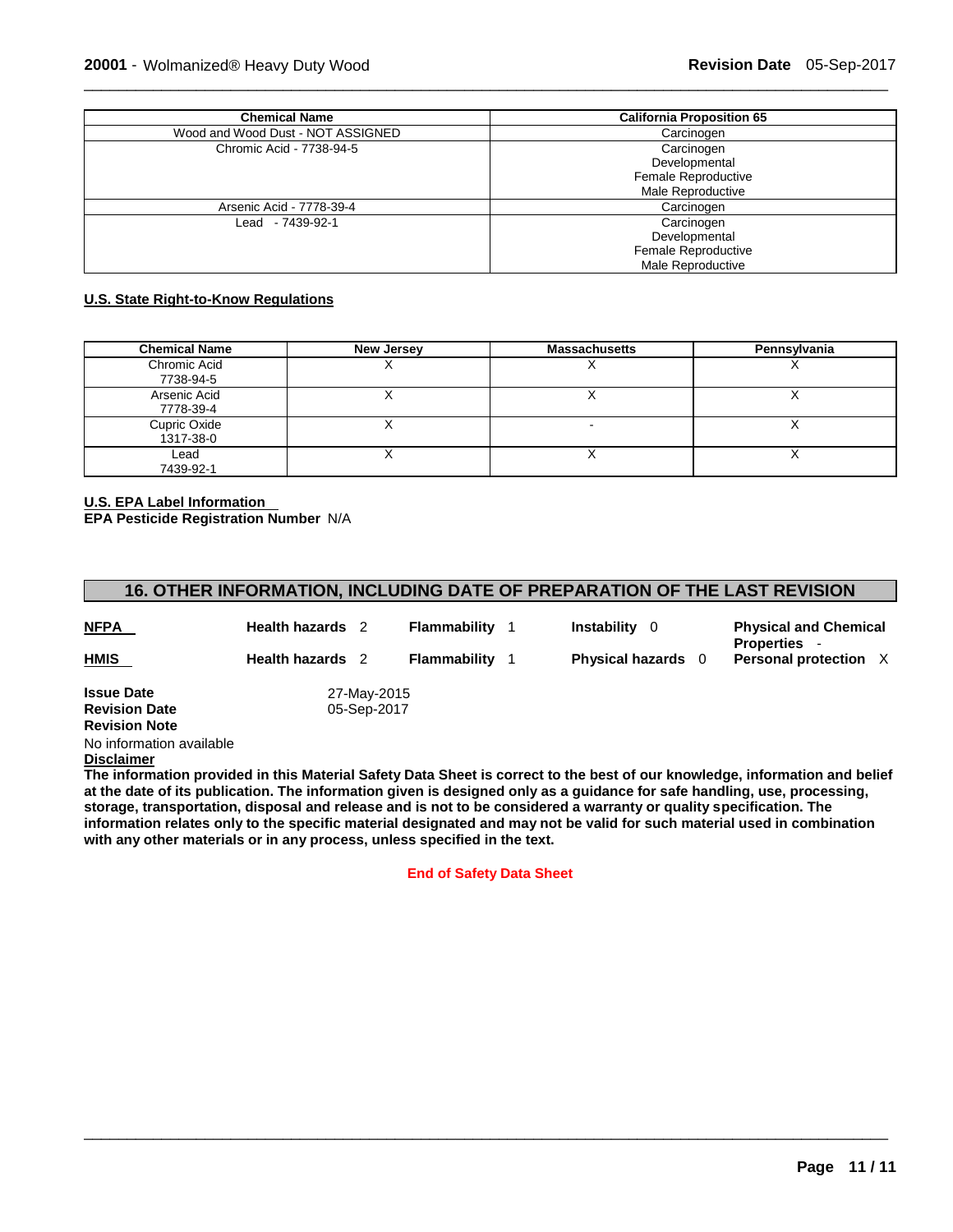| Chemical Name | California Proposition 65 |
|---|---|
| Wood and Wood Dust - NOT ASSIGNED | Carcinogen |
| Chromic Acid - 7738-94-5 | Carcinogen<br>Developmental<br>Female Reproductive<br>Male Reproductive |
| Arsenic Acid - 7778-39-4 | Carcinogen |
| Lead - 7439-92-1 | Carcinogen<br>Developmental<br>Female Reproductive<br>Male Reproductive |

**U.S. State Right-to-Know Regulations**

| Chemical Name | New Jersey | Massachusetts | Pennsylvania |
|---|---|---|---|
| Chromic Acid<br>7738-94-5 | X | X | X |
| Arsenic Acid<br>7778-39-4 | X | X | X |
| Cupric Oxide<br>1317-38-0 | X | - | X |
| Lead<br>7439-92-1 | X | X | X |

**U.S. EPA Label Information**

**EPA Pesticide Registration Number** N/A

## 16. OTHER INFORMATION, INCLUDING DATE OF PREPARATION OF THE LAST REVISION

| | | | | |
|---|---|---|---|---|
| **NFPA** | **Health hazards** 2 | **Flammability** 1 | **Instability** 0 | **Physical and Chemical Properties** - |
| **HMIS** | **Health hazards** 2 | **Flammability** 1 | **Physical hazards** 0 | **Personal protection** X |

**Issue Date** 27-May-2015

**Revision Date** 05-Sep-2017

**Revision Note**

No information available

**Disclaimer**

**The information provided in this Material Safety Data Sheet is correct to the best of our knowledge, information and belief at the date of its publication. The information given is designed only as a guidance for safe handling, use, processing, storage, transportation, disposal and release and is not to be considered a warranty or quality specification. The information relates only to the specific material designated and may not be valid for such material used in combination with any other materials or in any process, unless specified in the text.**

**End of Safety Data Sheet**